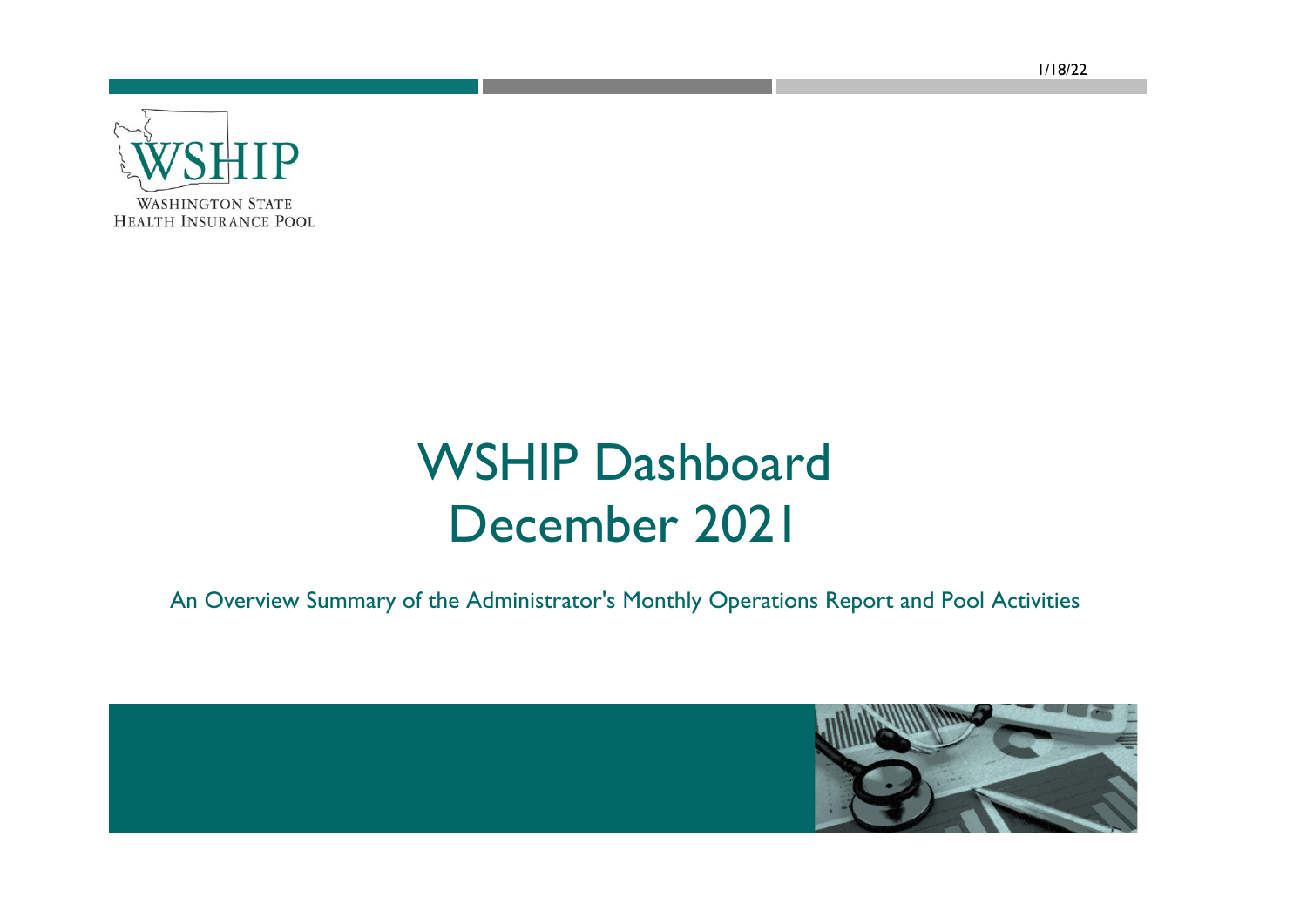1/18/22

WSHIP

WASHINGTON STATE
HEALTH INSURANCE POOL

# WSHIP Dashboard
# December 2021

An Overview Summary of the Administrator's Monthly Operations Report and Pool Activities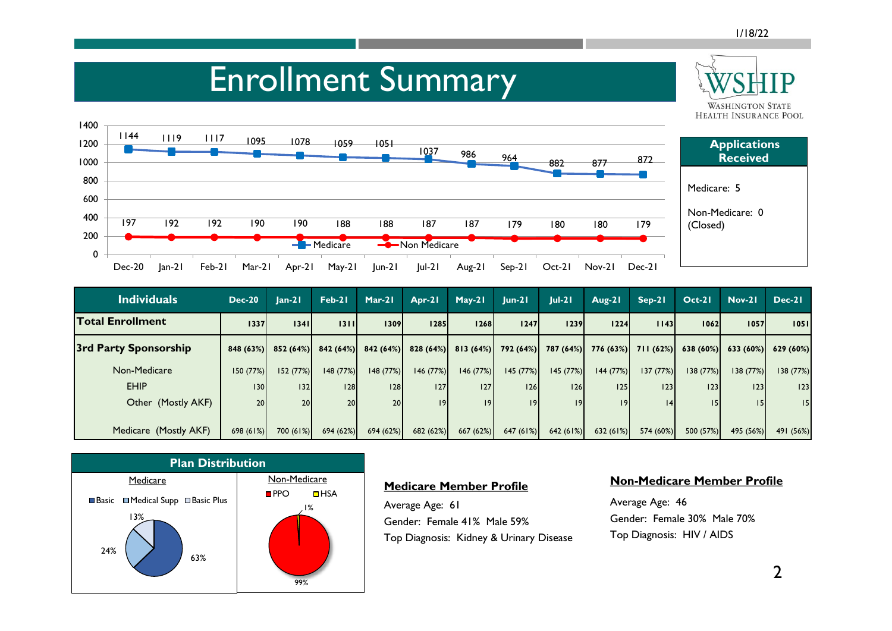# Enrollment Summary

| | Dec-20 | Jan-21 | Feb-21 | Mar-21 | Apr-21 | May-21 | Jun-21 | Jul-21 | Aug-21 | Sep-21 | Oct-21 | Nov-21 | Dec-21 |
|---|---|---|---|---|---|---|---|---|---|---|---|---|---|
| Medicare | 1144 | 1119 | 1117 | 1095 | 1078 | 1059 | 1051 | 1037 | 986 | 964 | 882 | 877 | 872 |
| Non Medicare | 197 | 192 | 192 | 190 | 190 | 188 | 188 | 187 | 187 | 179 | 180 | 180 | 179 |

## Applications Received

Medicare: 5

Non-Medicare: 0 (Closed)

| Individuals | Dec-20 | Jan-21 | Feb-21 | Mar-21 | Apr-21 | May-21 | Jun-21 | Jul-21 | Aug-21 | Sep-21 | Oct-21 | Nov-21 | Dec-21 |
|---|---|---|---|---|---|---|---|---|---|---|---|---|---|
| **Total Enrollment** | **1337** | **1341** | **1311** | **1309** | **1285** | **1268** | **1247** | **1239** | **1224** | **1143** | **1062** | **1057** | **1051** |
| **3rd Party Sponsorship** | **848 (63%)** | **852 (64%)** | **842 (64%)** | **842 (64%)** | **828 (64%)** | **813 (64%)** | **792 (64%)** | **787 (64%)** | **776 (63%)** | **711 (62%)** | **638 (60%)** | **633 (60%)** | **629 (60%)** |
| Non-Medicare | 150 (77%) | 152 (77%) | 148 (77%) | 148 (77%) | 146 (77%) | 146 (77%) | 145 (77%) | 145 (77%) | 144 (77%) | 137 (77%) | 138 (77%) | 138 (77%) | 138 (77%) |
| EHIP | 130 | 132 | 128 | 128 | 127 | 127 | 126 | 126 | 125 | 123 | 123 | 123 | 123 |
| Other (Mostly AKF) | 20 | 20 | 20 | 20 | 19 | 19 | 19 | 19 | 19 | 14 | 15 | 15 | 15 |
| Medicare (Mostly AKF) | 698 (61%) | 700 (61%) | 694 (62%) | 694 (62%) | 682 (62%) | 667 (62%) | 647 (61%) | 642 (61%) | 632 (61%) | 574 (60%) | 500 (57%) | 495 (56%) | 491 (56%) |

## Plan Distribution

| Medicare | |
|---|---|
| Basic | 63% |
| Medical Supp | 24% |
| Basic Plus | 13% |

| Non-Medicare | |
|---|---|
| PPO | 99% |
| HSA | 1% |

**Medicare Member Profile**

Average Age: 61

Gender: Female 41% Male 59%

Top Diagnosis: Kidney & Urinary Disease

**Non-Medicare Member Profile**

Average Age: 46

Gender: Female 30% Male 70%

Top Diagnosis: HIV / AIDS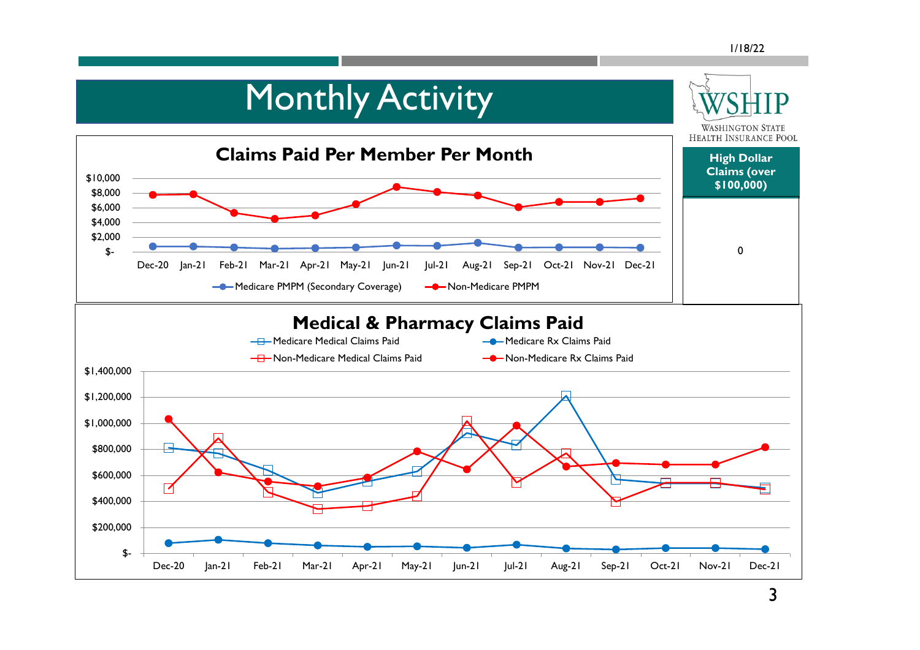# Monthly Activity

WSHIP
WASHINGTON STATE HEALTH INSURANCE POOL

## Claims Paid Per Member Per Month

$10,000
$8,000
$6,000
$4,000
$2,000
$-

Dec-20 Jan-21 Feb-21 Mar-21 Apr-21 May-21 Jun-21 Jul-21 Aug-21 Sep-21 Oct-21 Nov-21 Dec-21

Medicare PMPM (Secondary Coverage) — Non-Medicare PMPM

| High Dollar Claims (over $100,000) |
|---|
| 0 |

## Medical & Pharmacy Claims Paid

Medicare Medical Claims Paid — Medicare Rx Claims Paid — Non-Medicare Medical Claims Paid — Non-Medicare Rx Claims Paid

$1,400,000
$1,200,000
$1,000,000
$800,000
$600,000
$400,000
$200,000
$-

Dec-20 Jan-21 Feb-21 Mar-21 Apr-21 May-21 Jun-21 Jul-21 Aug-21 Sep-21 Oct-21 Nov-21 Dec-21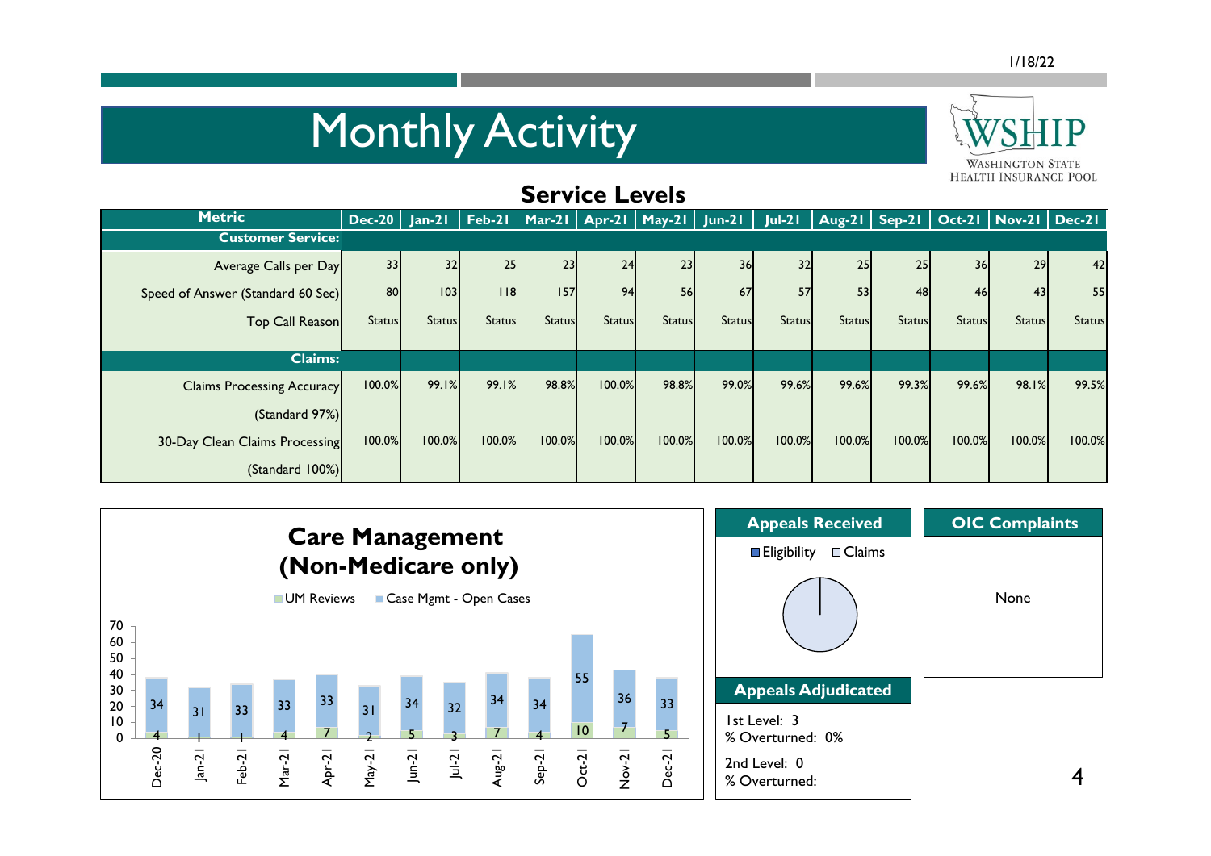# Monthly Activity

## Service Levels

| Metric | Dec-20 | Jan-21 | Feb-21 | Mar-21 | Apr-21 | May-21 | Jun-21 | Jul-21 | Aug-21 | Sep-21 | Oct-21 | Nov-21 | Dec-21 |
|---|---|---|---|---|---|---|---|---|---|---|---|---|---|
| **Customer Service:** | | | | | | | | | | | | | |
| Average Calls per Day | 33 | 32 | 25 | 23 | 24 | 23 | 36 | 32 | 25 | 25 | 36 | 29 | 42 |
| Speed of Answer (Standard 60 Sec) | 80 | 103 | 118 | 157 | 94 | 56 | 67 | 57 | 53 | 48 | 46 | 43 | 55 |
| Top Call Reason | Status | Status | Status | Status | Status | Status | Status | Status | Status | Status | Status | Status | Status |
| **Claims:** | | | | | | | | | | | | | |
| Claims Processing Accuracy (Standard 97%) | 100.0% | 99.1% | 99.1% | 98.8% | 100.0% | 98.8% | 99.0% | 99.6% | 99.6% | 99.3% | 99.6% | 98.1% | 99.5% |
| 30-Day Clean Claims Processing (Standard 100%) | 100.0% | 100.0% | 100.0% | 100.0% | 100.0% | 100.0% | 100.0% | 100.0% | 100.0% | 100.0% | 100.0% | 100.0% | 100.0% |

### Care Management (Non-Medicare only)

| Month | UM Reviews | Case Mgmt - Open Cases |
|---|---|---|
| Dec-20 | 4 | 34 |
| Jan-21 | 1 | 31 |
| Feb-21 | 1 | 33 |
| Mar-21 | 4 | 33 |
| Apr-21 | 7 | 33 |
| May-21 | 2 | 31 |
| Jun-21 | 5 | 34 |
| Jul-21 | 3 | 32 |
| Aug-21 | 7 | 34 |
| Sep-21 | 4 | 34 |
| Oct-21 | 10 | 55 |
| Nov-21 | 7 | 36 |
| Dec-21 | 5 | 33 |

### Appeals Received

Eligibility / Claims

### Appeals Adjudicated

1st Level: 3
% Overturned: 0%

2nd Level: 0
% Overturned:

### OIC Complaints

None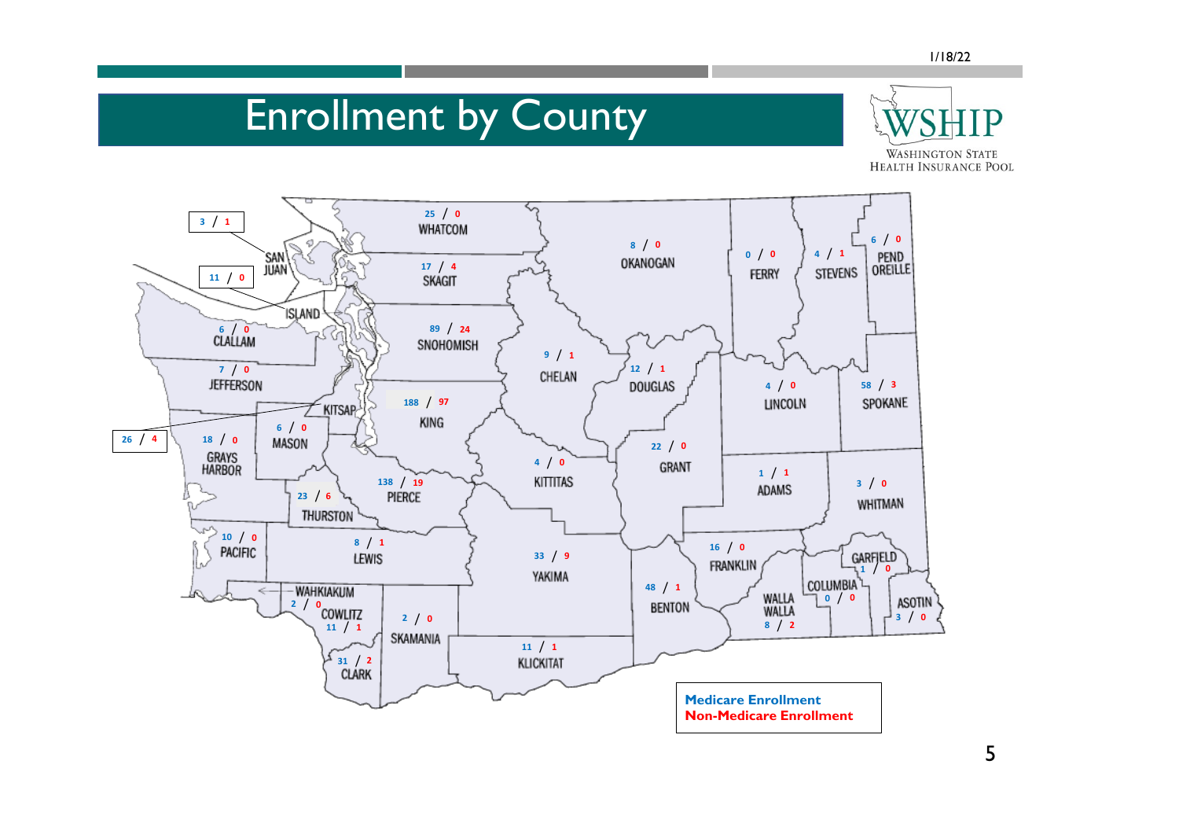# Enrollment by County

WSHIP
WASHINGTON STATE HEALTH INSURANCE POOL

SAN JUAN 3 / 1
ISLAND 11 / 0
WHATCOM 25 / 0
SKAGIT 17 / 4
SNOHOMISH 89 / 24
CLALLAM 6 / 0
JEFFERSON 7 / 0
KITSAP 26 / 4
KING 188 / 97
MASON 6 / 0
GRAYS HARBOR 18 / 0
PIERCE 138 / 19
THURSTON 23 / 6
PACIFIC 10 / 0
LEWIS 8 / 1
WAHKIAKUM 2 / 0
COWLITZ 11 / 1
CLARK 31 / 2
SKAMANIA 2 / 0
OKANOGAN 8 / 0
CHELAN 9 / 1
DOUGLAS 12 / 1
KITTITAS 4 / 0
YAKIMA 33 / 9
KLICKITAT 11 / 1
GRANT 22 / 0
BENTON 48 / 1
FRANKLIN 16 / 0
FERRY 0 / 0
STEVENS 4 / 1
PEND OREILLE 6 / 0
LINCOLN 4 / 0
SPOKANE 58 / 3
ADAMS 1 / 1
WHITMAN 3 / 0
WALLA WALLA 8 / 2
COLUMBIA 0 / 0
GARFIELD 1 / 0
ASOTIN 3 / 0

Medicare Enrollment
Non-Medicare Enrollment